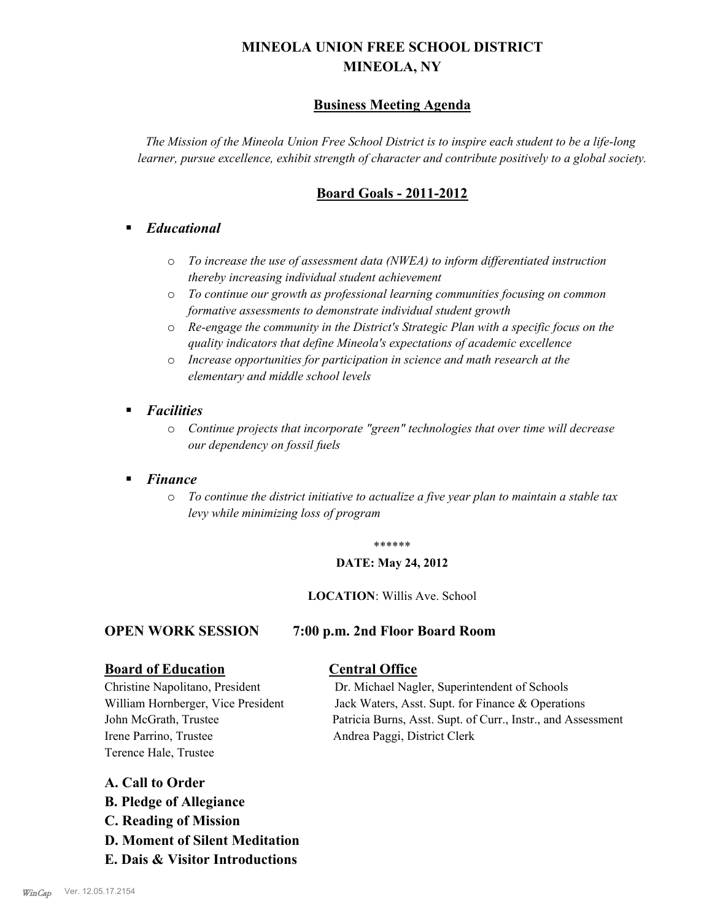# MINEOLA UNION FREE SCHOOL DISTRICT
# MINEOLA, NY

## Business Meeting Agenda

*The Mission of the Mineola Union Free School District is to inspire each student to be a life-long learner, pursue excellence, exhibit strength of character and contribute positively to a global society.*

## Board Goals - 2011-2012

- ***Educational***
  - *To increase the use of assessment data (NWEA) to inform differentiated instruction thereby increasing individual student achievement*
  - *To continue our growth as professional learning communities focusing on common formative assessments to demonstrate individual student growth*
  - *Re-engage the community in the District's Strategic Plan with a specific focus on the quality indicators that define Mineola's expectations of academic excellence*
  - *Increase opportunities for participation in science and math research at the elementary and middle school levels*

- ***Facilities***
  - *Continue projects that incorporate "green" technologies that over time will decrease our dependency on fossil fuels*

- ***Finance***
  - *To continue the district initiative to actualize a five year plan to maintain a stable tax levy while minimizing loss of program*

******

**DATE: May 24, 2012**

**LOCATION**: Willis Ave. School

**OPEN WORK SESSION 7:00 p.m. 2nd Floor Board Room**

**Board of Education**

Christine Napolitano, President
William Hornberger, Vice President
John McGrath, Trustee
Irene Parrino, Trustee
Terence Hale, Trustee

**Central Office**

Dr. Michael Nagler, Superintendent of Schools
Jack Waters, Asst. Supt. for Finance & Operations
Patricia Burns, Asst. Supt. of Curr., Instr., and Assessment
Andrea Paggi, District Clerk

**A. Call to Order**
**B. Pledge of Allegiance**
**C. Reading of Mission**
**D. Moment of Silent Meditation**
**E. Dais & Visitor Introductions**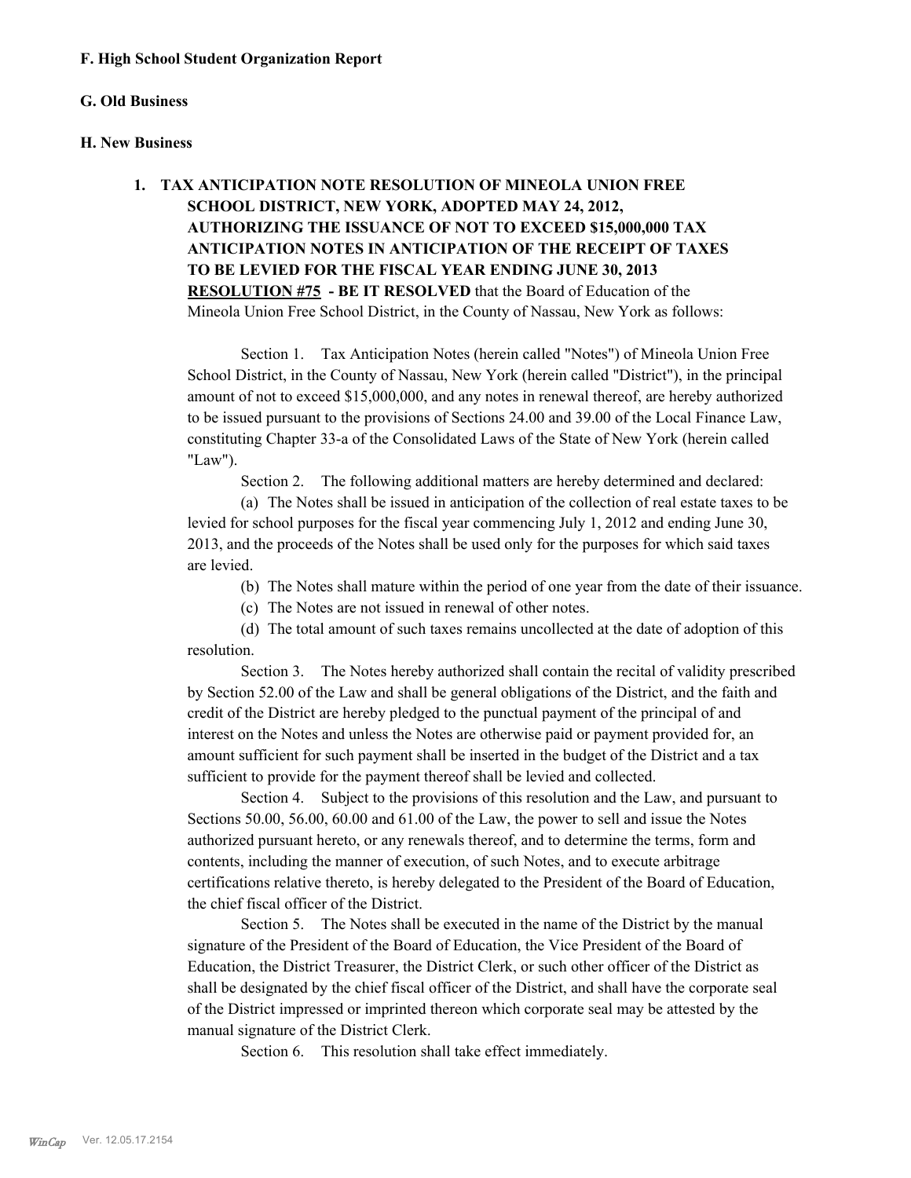**F. High School Student Organization Report**

**G. Old Business**

**H. New Business**

**1. TAX ANTICIPATION NOTE RESOLUTION OF MINEOLA UNION FREE SCHOOL DISTRICT, NEW YORK, ADOPTED MAY 24, 2012, AUTHORIZING THE ISSUANCE OF NOT TO EXCEED $15,000,000 TAX ANTICIPATION NOTES IN ANTICIPATION OF THE RECEIPT OF TAXES TO BE LEVIED FOR THE FISCAL YEAR ENDING JUNE 30, 2013**

**RESOLUTION #75 - BE IT RESOLVED** that the Board of Education of the Mineola Union Free School District, in the County of Nassau, New York as follows:

Section 1. Tax Anticipation Notes (herein called "Notes") of Mineola Union Free School District, in the County of Nassau, New York (herein called "District"), in the principal amount of not to exceed $15,000,000, and any notes in renewal thereof, are hereby authorized to be issued pursuant to the provisions of Sections 24.00 and 39.00 of the Local Finance Law, constituting Chapter 33-a of the Consolidated Laws of the State of New York (herein called "Law").

Section 2. The following additional matters are hereby determined and declared:

(a) The Notes shall be issued in anticipation of the collection of real estate taxes to be levied for school purposes for the fiscal year commencing July 1, 2012 and ending June 30, 2013, and the proceeds of the Notes shall be used only for the purposes for which said taxes are levied.

(b) The Notes shall mature within the period of one year from the date of their issuance.

(c) The Notes are not issued in renewal of other notes.

(d) The total amount of such taxes remains uncollected at the date of adoption of this resolution.

Section 3. The Notes hereby authorized shall contain the recital of validity prescribed by Section 52.00 of the Law and shall be general obligations of the District, and the faith and credit of the District are hereby pledged to the punctual payment of the principal of and interest on the Notes and unless the Notes are otherwise paid or payment provided for, an amount sufficient for such payment shall be inserted in the budget of the District and a tax sufficient to provide for the payment thereof shall be levied and collected.

Section 4. Subject to the provisions of this resolution and the Law, and pursuant to Sections 50.00, 56.00, 60.00 and 61.00 of the Law, the power to sell and issue the Notes authorized pursuant hereto, or any renewals thereof, and to determine the terms, form and contents, including the manner of execution, of such Notes, and to execute arbitrage certifications relative thereto, is hereby delegated to the President of the Board of Education, the chief fiscal officer of the District.

Section 5. The Notes shall be executed in the name of the District by the manual signature of the President of the Board of Education, the Vice President of the Board of Education, the District Treasurer, the District Clerk, or such other officer of the District as shall be designated by the chief fiscal officer of the District, and shall have the corporate seal of the District impressed or imprinted thereon which corporate seal may be attested by the manual signature of the District Clerk.

Section 6. This resolution shall take effect immediately.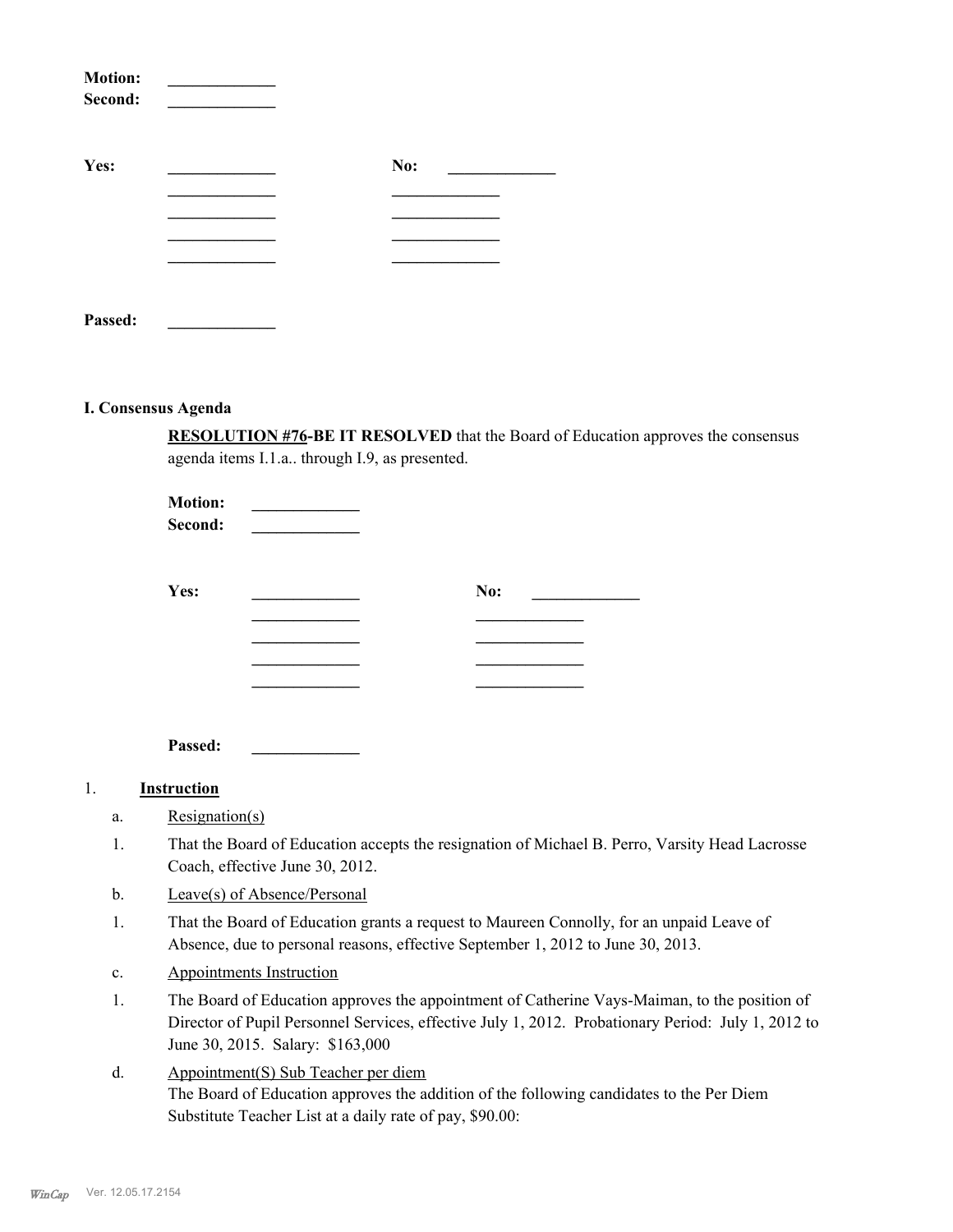**Motion:** _____________
**Second:** _____________

**Yes:** _____________ **No:** _____________
_____________ _____________
_____________ _____________
_____________ _____________
_____________ _____________

**Passed:** _____________

**I. Consensus Agenda**

**RESOLUTION #76-BE IT RESOLVED** that the Board of Education approves the consensus agenda items I.1.a.. through I.9, as presented.

**Motion:** _____________
**Second:** _____________

**Yes:** _____________ **No:** _____________
_____________ _____________
_____________ _____________
_____________ _____________
_____________ _____________

**Passed:** _____________

1. **Instruction**

a. Resignation(s)

1. That the Board of Education accepts the resignation of Michael B. Perro, Varsity Head Lacrosse Coach, effective June 30, 2012.

b. Leave(s) of Absence/Personal

1. That the Board of Education grants a request to Maureen Connolly, for an unpaid Leave of Absence, due to personal reasons, effective September 1, 2012 to June 30, 2013.

c. Appointments Instruction

1. The Board of Education approves the appointment of Catherine Vays-Maiman, to the position of Director of Pupil Personnel Services, effective July 1, 2012. Probationary Period: July 1, 2012 to June 30, 2015. Salary: $163,000

d. Appointment(S) Sub Teacher per diem

The Board of Education approves the addition of the following candidates to the Per Diem Substitute Teacher List at a daily rate of pay, $90.00: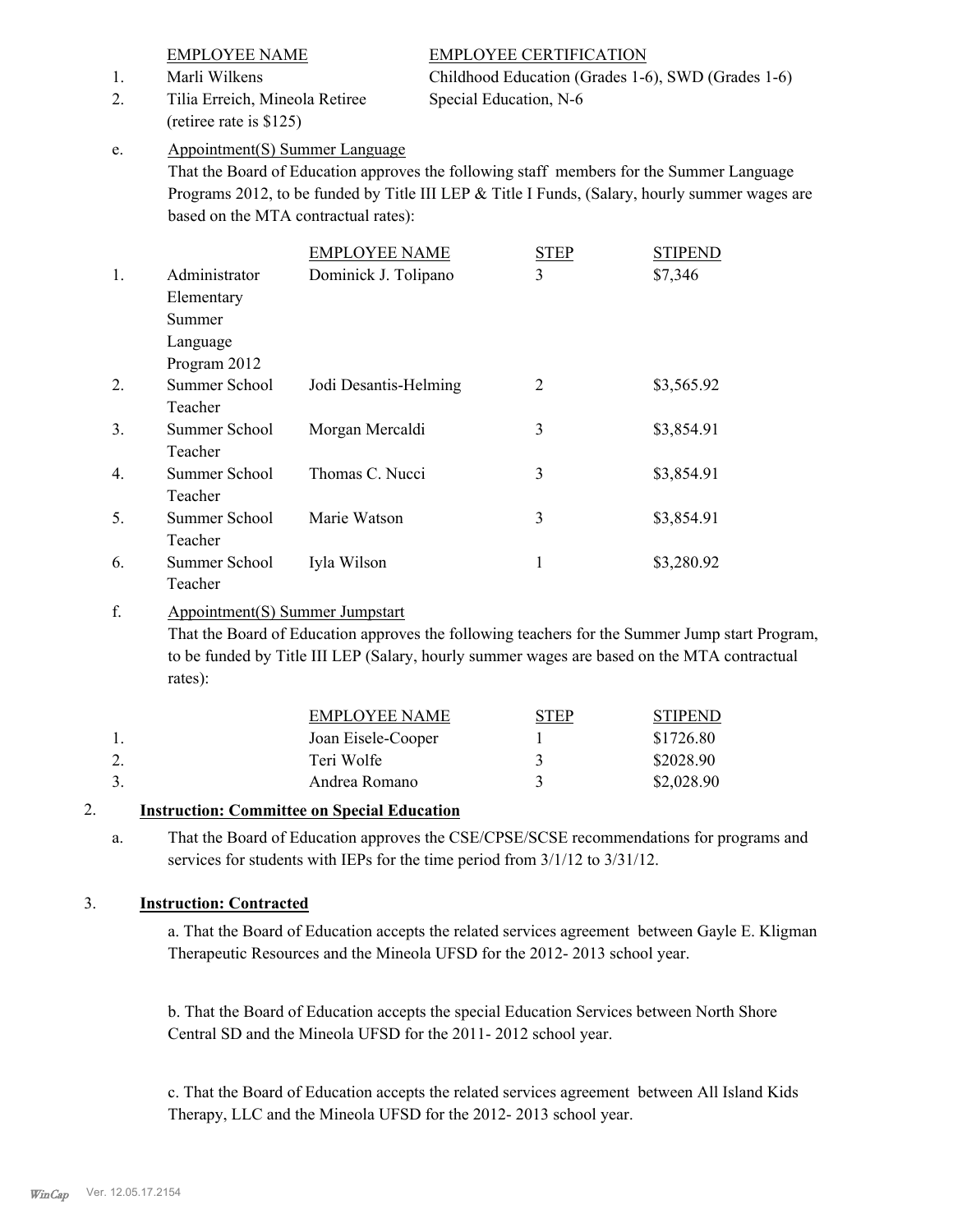| | EMPLOYEE NAME | EMPLOYEE CERTIFICATION |
|---|---|---|
| 1. | Marli Wilkens | Childhood Education (Grades 1-6), SWD (Grades 1-6) |
| 2. | Tilia Erreich, Mineola Retiree (retiree rate is $125) | Special Education, N-6 |

e. Appointment(S) Summer Language

That the Board of Education approves the following staff members for the Summer Language Programs 2012, to be funded by Title III LEP & Title I Funds, (Salary, hourly summer wages are based on the MTA contractual rates):

| | | EMPLOYEE NAME | STEP | STIPEND |
|---|---|---|---|---|
| 1. | Administrator Elementary Summer Language Program 2012 | Dominick J. Tolipano | 3 | $7,346 |
| 2. | Summer School Teacher | Jodi Desantis-Helming | 2 | $3,565.92 |
| 3. | Summer School Teacher | Morgan Mercaldi | 3 | $3,854.91 |
| 4. | Summer School Teacher | Thomas C. Nucci | 3 | $3,854.91 |
| 5. | Summer School Teacher | Marie Watson | 3 | $3,854.91 |
| 6. | Summer School Teacher | Iyla Wilson | 1 | $3,280.92 |

f. Appointment(S) Summer Jumpstart

That the Board of Education approves the following teachers for the Summer Jump start Program, to be funded by Title III LEP (Salary, hourly summer wages are based on the MTA contractual rates):

| | EMPLOYEE NAME | STEP | STIPEND |
|---|---|---|---|
| 1. | Joan Eisele-Cooper | 1 | $1726.80 |
| 2. | Teri Wolfe | 3 | $2028.90 |
| 3. | Andrea Romano | 3 | $2,028.90 |

2. **Instruction: Committee on Special Education**

a. That the Board of Education approves the CSE/CPSE/SCSE recommendations for programs and services for students with IEPs for the time period from 3/1/12 to 3/31/12.

3. **Instruction: Contracted**

a. That the Board of Education accepts the related services agreement between Gayle E. Kligman Therapeutic Resources and the Mineola UFSD for the 2012- 2013 school year.

b. That the Board of Education accepts the special Education Services between North Shore Central SD and the Mineola UFSD for the 2011- 2012 school year.

c. That the Board of Education accepts the related services agreement between All Island Kids Therapy, LLC and the Mineola UFSD for the 2012- 2013 school year.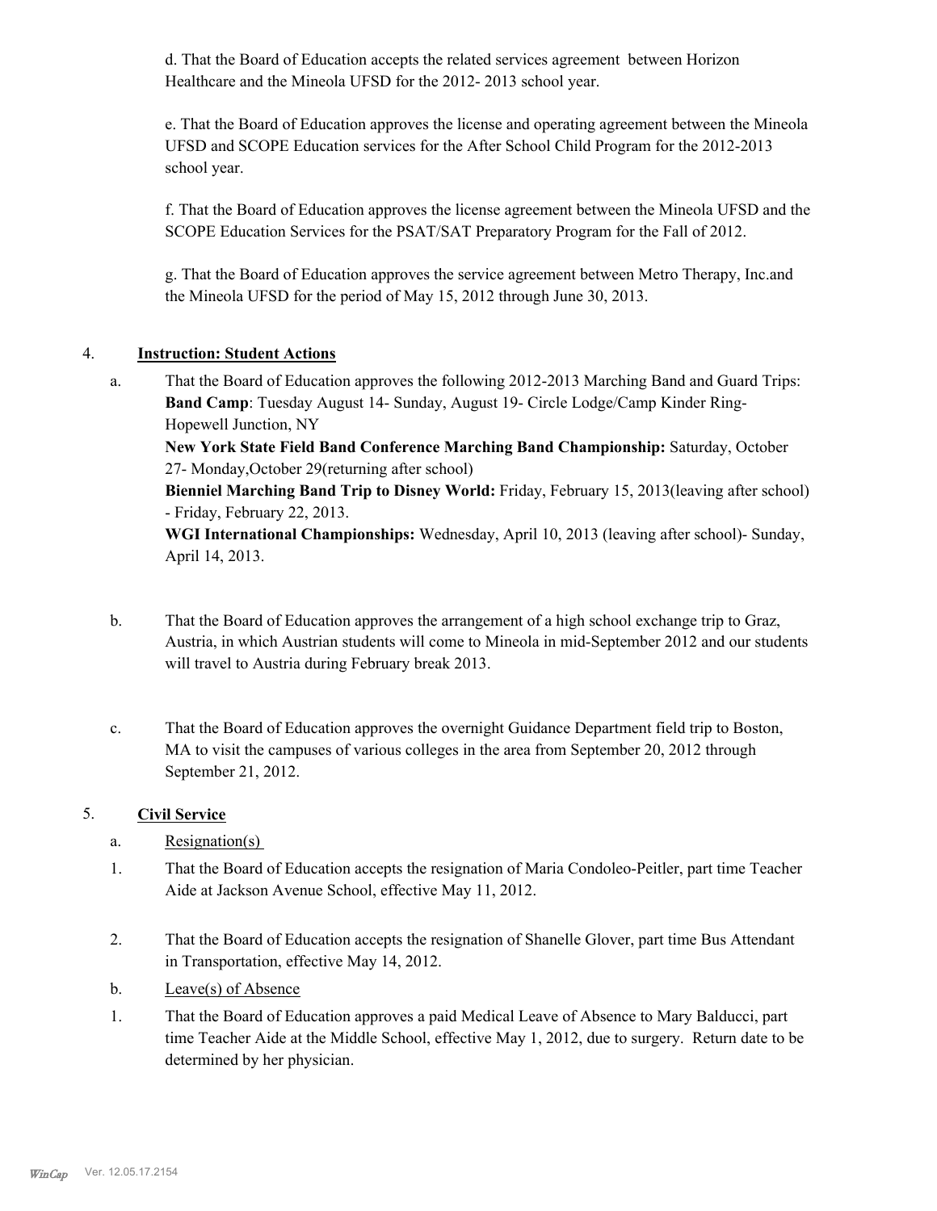d. That the Board of Education accepts the related services agreement between Horizon Healthcare and the Mineola UFSD for the 2012- 2013 school year.

e. That the Board of Education approves the license and operating agreement between the Mineola UFSD and SCOPE Education services for the After School Child Program for the 2012-2013 school year.

f. That the Board of Education approves the license agreement between the Mineola UFSD and the SCOPE Education Services for the PSAT/SAT Preparatory Program for the Fall of 2012.

g. That the Board of Education approves the service agreement between Metro Therapy, Inc.and the Mineola UFSD for the period of May 15, 2012 through June 30, 2013.

4. **Instruction: Student Actions**

a. That the Board of Education approves the following 2012-2013 Marching Band and Guard Trips:
**Band Camp**: Tuesday August 14- Sunday, August 19- Circle Lodge/Camp Kinder Ring- Hopewell Junction, NY
**New York State Field Band Conference Marching Band Championship:** Saturday, October 27- Monday,October 29(returning after school)
**Bienniel Marching Band Trip to Disney World:** Friday, February 15, 2013(leaving after school) - Friday, February 22, 2013.
**WGI International Championships:** Wednesday, April 10, 2013 (leaving after school)- Sunday, April 14, 2013.

b. That the Board of Education approves the arrangement of a high school exchange trip to Graz, Austria, in which Austrian students will come to Mineola in mid-September 2012 and our students will travel to Austria during February break 2013.

c. That the Board of Education approves the overnight Guidance Department field trip to Boston, MA to visit the campuses of various colleges in the area from September 20, 2012 through September 21, 2012.

5. **Civil Service**

a. Resignation(s)

1. That the Board of Education accepts the resignation of Maria Condoleo-Peitler, part time Teacher Aide at Jackson Avenue School, effective May 11, 2012.

2. That the Board of Education accepts the resignation of Shanelle Glover, part time Bus Attendant in Transportation, effective May 14, 2012.

b. Leave(s) of Absence

1. That the Board of Education approves a paid Medical Leave of Absence to Mary Balducci, part time Teacher Aide at the Middle School, effective May 1, 2012, due to surgery. Return date to be determined by her physician.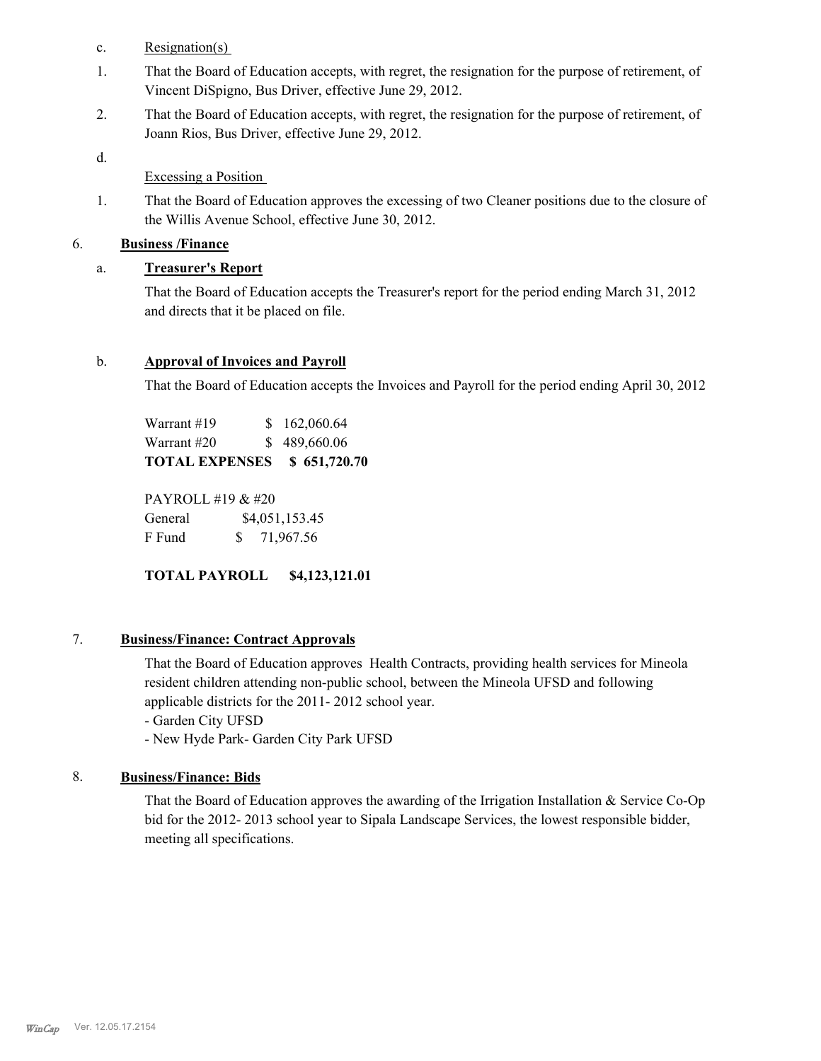c. Resignation(s)

1. That the Board of Education accepts, with regret, the resignation for the purpose of retirement, of Vincent DiSpigno, Bus Driver, effective June 29, 2012.
2. That the Board of Education accepts, with regret, the resignation for the purpose of retirement, of Joann Rios, Bus Driver, effective June 29, 2012.

d.

Excessing a Position

1. That the Board of Education approves the excessing of two Cleaner positions due to the closure of the Willis Avenue School, effective June 30, 2012.

6. **Business /Finance**

a. **Treasurer's Report**

That the Board of Education accepts the Treasurer's report for the period ending March 31, 2012 and directs that it be placed on file.

b. **Approval of Invoices and Payroll**

That the Board of Education accepts the Invoices and Payroll for the period ending April 30, 2012

| | |
|---|---|
| Warrant #19 | $ 162,060.64 |
| Warrant #20 | $ 489,660.06 |
| **TOTAL EXPENSES** | **$ 651,720.70** |

PAYROLL #19 & #20

| | |
|---|---|
| General | $4,051,153.45 |
| F Fund | $ 71,967.56 |

**TOTAL PAYROLL $4,123,121.01**

7. **Business/Finance: Contract Approvals**

That the Board of Education approves Health Contracts, providing health services for Mineola resident children attending non-public school, between the Mineola UFSD and following applicable districts for the 2011- 2012 school year.
- Garden City UFSD
- New Hyde Park- Garden City Park UFSD

8. **Business/Finance: Bids**

That the Board of Education approves the awarding of the Irrigation Installation & Service Co-Op bid for the 2012- 2013 school year to Sipala Landscape Services, the lowest responsible bidder, meeting all specifications.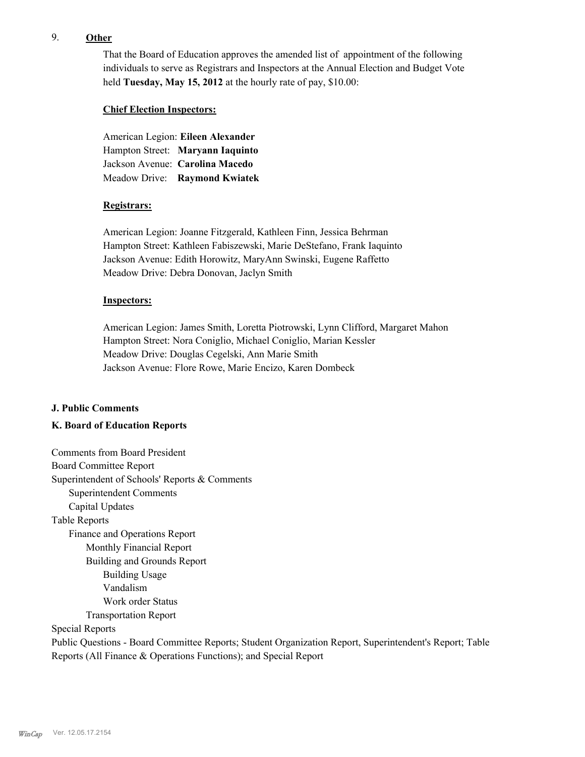9. **Other**

That the Board of Education approves the amended list of appointment of the following individuals to serve as Registrars and Inspectors at the Annual Election and Budget Vote held **Tuesday, May 15, 2012** at the hourly rate of pay, $10.00:

**Chief Election Inspectors:**

American Legion: **Eileen Alexander**
Hampton Street: **Maryann Iaquinto**
Jackson Avenue: **Carolina Macedo**
Meadow Drive: **Raymond Kwiatek**

**Registrars:**

American Legion: Joanne Fitzgerald, Kathleen Finn, Jessica Behrman
Hampton Street: Kathleen Fabiszewski, Marie DeStefano, Frank Iaquinto
Jackson Avenue: Edith Horowitz, MaryAnn Swinski, Eugene Raffetto
Meadow Drive: Debra Donovan, Jaclyn Smith

**Inspectors:**

American Legion: James Smith, Loretta Piotrowski, Lynn Clifford, Margaret Mahon
Hampton Street: Nora Coniglio, Michael Coniglio, Marian Kessler
Meadow Drive: Douglas Cegelski, Ann Marie Smith
Jackson Avenue: Flore Rowe, Marie Encizo, Karen Dombeck

**J. Public Comments**

**K. Board of Education Reports**

Comments from Board President
Board Committee Report
Superintendent of Schools' Reports & Comments
- Superintendent Comments
- Capital Updates

Table Reports
- Finance and Operations Report
  - Monthly Financial Report
  - Building and Grounds Report
    - Building Usage
    - Vandalism
    - Work order Status
  - Transportation Report

Special Reports
Public Questions - Board Committee Reports; Student Organization Report, Superintendent's Report; Table Reports (All Finance & Operations Functions); and Special Report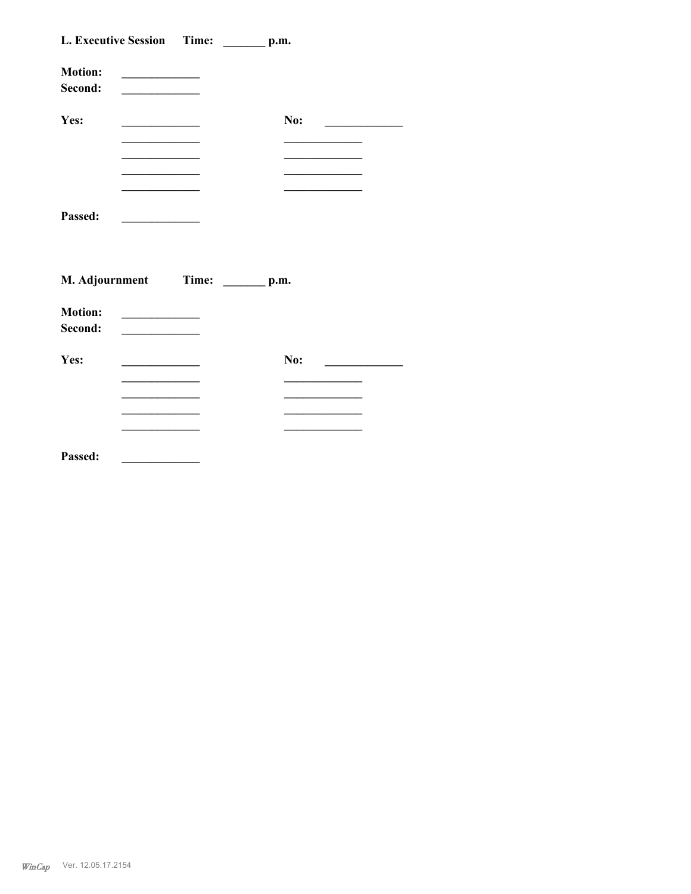**L. Executive Session** **Time: _______ p.m.**

**Motion:** _____________
**Second:** _____________

| | | | |
|---|---|---|---|
| **Yes:** | _____________ | **No:** | _____________ |
| | _____________ | | _____________ |
| | _____________ | | _____________ |
| | _____________ | | _____________ |
| | _____________ | | _____________ |

**Passed:** _____________

**M. Adjournment** **Time: _______ p.m.**

**Motion:** _____________
**Second:** _____________

| | | | |
|---|---|---|---|
| **Yes:** | _____________ | **No:** | _____________ |
| | _____________ | | _____________ |
| | _____________ | | _____________ |
| | _____________ | | _____________ |
| | _____________ | | _____________ |

**Passed:** _____________